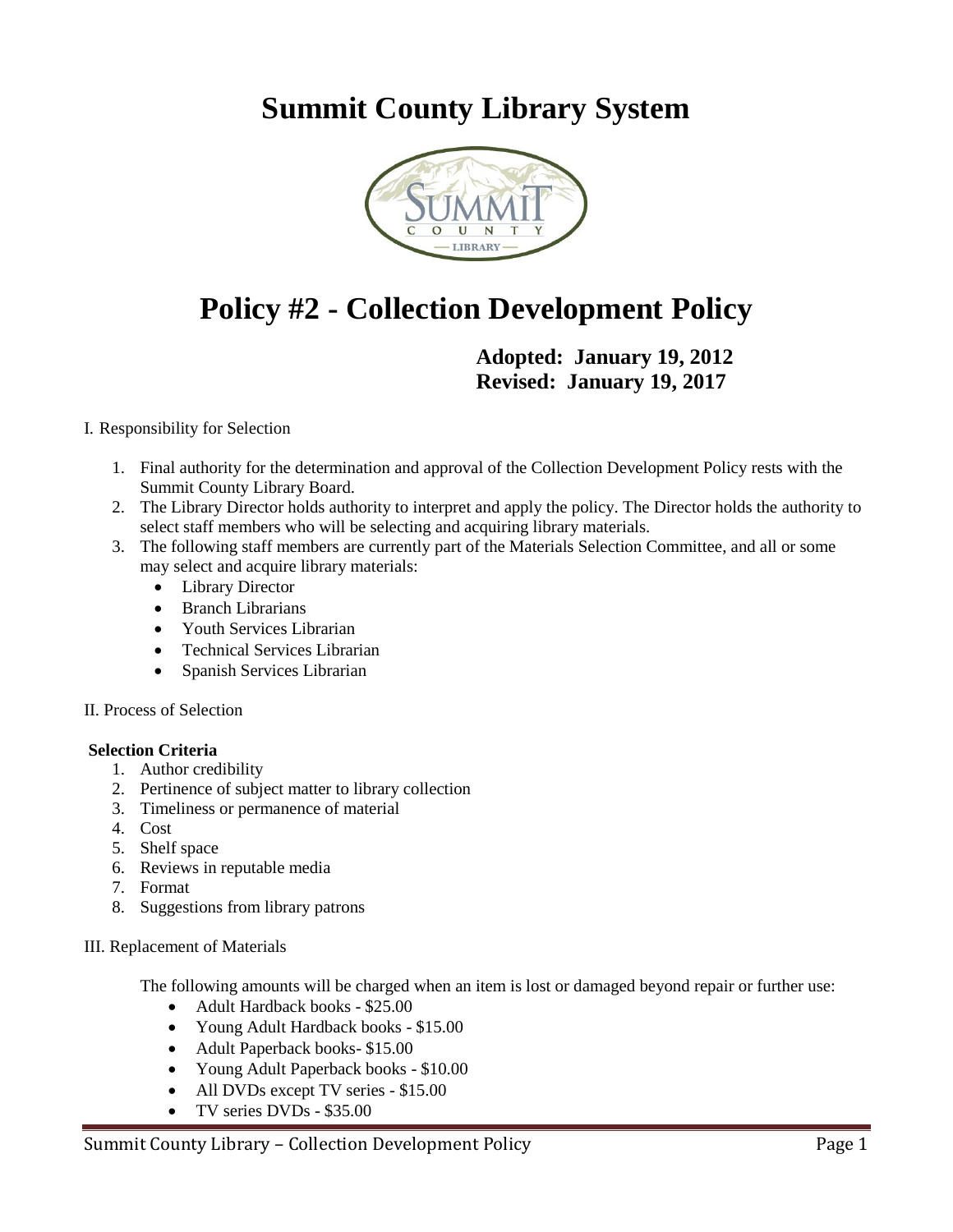# Summit County Library System

# Policy #2 - Collection Development Policy

**Adopted: January 19, 2012**
**Revised: January 19, 2017**

I. Responsibility for Selection

1. Final authority for the determination and approval of the Collection Development Policy rests with the Summit County Library Board.
2. The Library Director holds authority to interpret and apply the policy. The Director holds the authority to select staff members who will be selecting and acquiring library materials.
3. The following staff members are currently part of the Materials Selection Committee, and all or some may select and acquire library materials:
   - Library Director
   - Branch Librarians
   - Youth Services Librarian
   - Technical Services Librarian
   - Spanish Services Librarian

II. Process of Selection

**Selection Criteria**

1. Author credibility
2. Pertinence of subject matter to library collection
3. Timeliness or permanence of material
4. Cost
5. Shelf space
6. Reviews in reputable media
7. Format
8. Suggestions from library patrons

III. Replacement of Materials

The following amounts will be charged when an item is lost or damaged beyond repair or further use:

- Adult Hardback books - $25.00
- Young Adult Hardback books - $15.00
- Adult Paperback books- $15.00
- Young Adult Paperback books - $10.00
- All DVDs except TV series - $15.00
- TV series DVDs - $35.00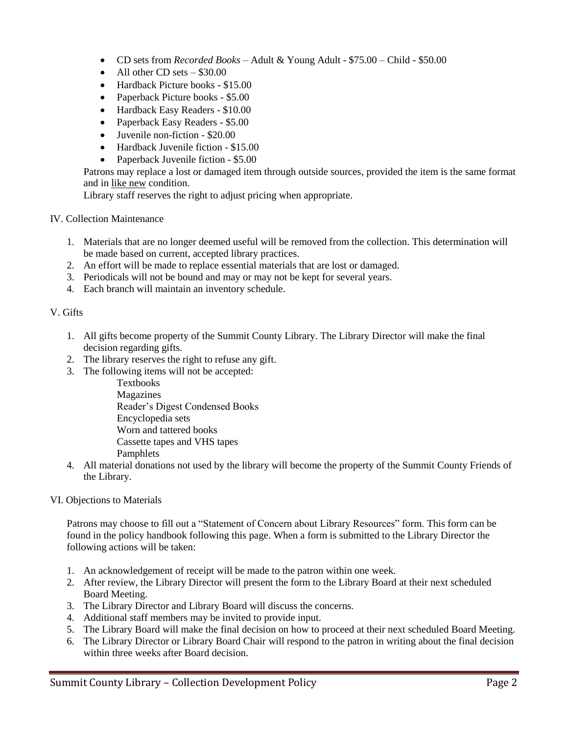- CD sets from *Recorded Books* – Adult & Young Adult - $75.00 – Child - $50.00
- All other CD sets – $30.00
- Hardback Picture books - $15.00
- Paperback Picture books - $5.00
- Hardback Easy Readers - $10.00
- Paperback Easy Readers - $5.00
- Juvenile non-fiction - $20.00
- Hardback Juvenile fiction - $15.00
- Paperback Juvenile fiction - $5.00

Patrons may replace a lost or damaged item through outside sources, provided the item is the same format and in like new condition.

Library staff reserves the right to adjust pricing when appropriate.

## IV. Collection Maintenance

1. Materials that are no longer deemed useful will be removed from the collection. This determination will be made based on current, accepted library practices.
2. An effort will be made to replace essential materials that are lost or damaged.
3. Periodicals will not be bound and may or may not be kept for several years.
4. Each branch will maintain an inventory schedule.

## V. Gifts

1. All gifts become property of the Summit County Library. The Library Director will make the final decision regarding gifts.
2. The library reserves the right to refuse any gift.
3. The following items will not be accepted:
   - Textbooks
   - Magazines
   - Reader's Digest Condensed Books
   - Encyclopedia sets
   - Worn and tattered books
   - Cassette tapes and VHS tapes
   - Pamphlets
4. All material donations not used by the library will become the property of the Summit County Friends of the Library.

## VI. Objections to Materials

Patrons may choose to fill out a "Statement of Concern about Library Resources" form. This form can be found in the policy handbook following this page. When a form is submitted to the Library Director the following actions will be taken:

1. An acknowledgement of receipt will be made to the patron within one week.
2. After review, the Library Director will present the form to the Library Board at their next scheduled Board Meeting.
3. The Library Director and Library Board will discuss the concerns.
4. Additional staff members may be invited to provide input.
5. The Library Board will make the final decision on how to proceed at their next scheduled Board Meeting.
6. The Library Director or Library Board Chair will respond to the patron in writing about the final decision within three weeks after Board decision.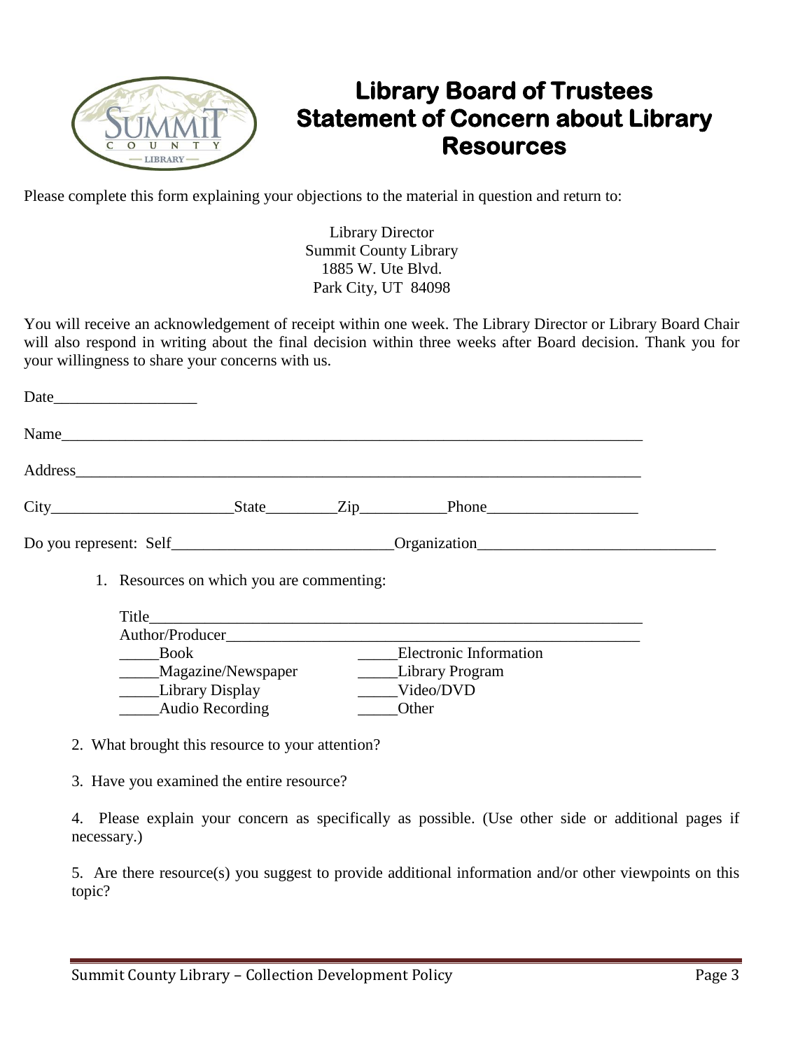# Library Board of Trustees
# Statement of Concern about Library Resources

Please complete this form explaining your objections to the material in question and return to:

Library Director
Summit County Library
1885 W. Ute Blvd.
Park City, UT 84098

You will receive an acknowledgement of receipt within one week. The Library Director or Library Board Chair will also respond in writing about the final decision within three weeks after Board decision. Thank you for your willingness to share your concerns with us.

Date__________________

Name____________________________________________________________________________

Address__________________________________________________________________________

City_______________________State_________Zip___________Phone___________________

Do you represent: Self____________________________Organization______________________________

1. Resources on which you are commenting:

   Title______________________________________________________________

   Author/Producer______________________________________________________

   _____Book                                   _____Electronic Information
   _____Magazine/Newspaper         _____Library Program
   _____Library Display                  _____Video/DVD
   _____Audio Recording                _____Other

2. What brought this resource to your attention?

3. Have you examined the entire resource?

4. Please explain your concern as specifically as possible. (Use other side or additional pages if necessary.)

5. Are there resource(s) you suggest to provide additional information and/or other viewpoints on this topic?